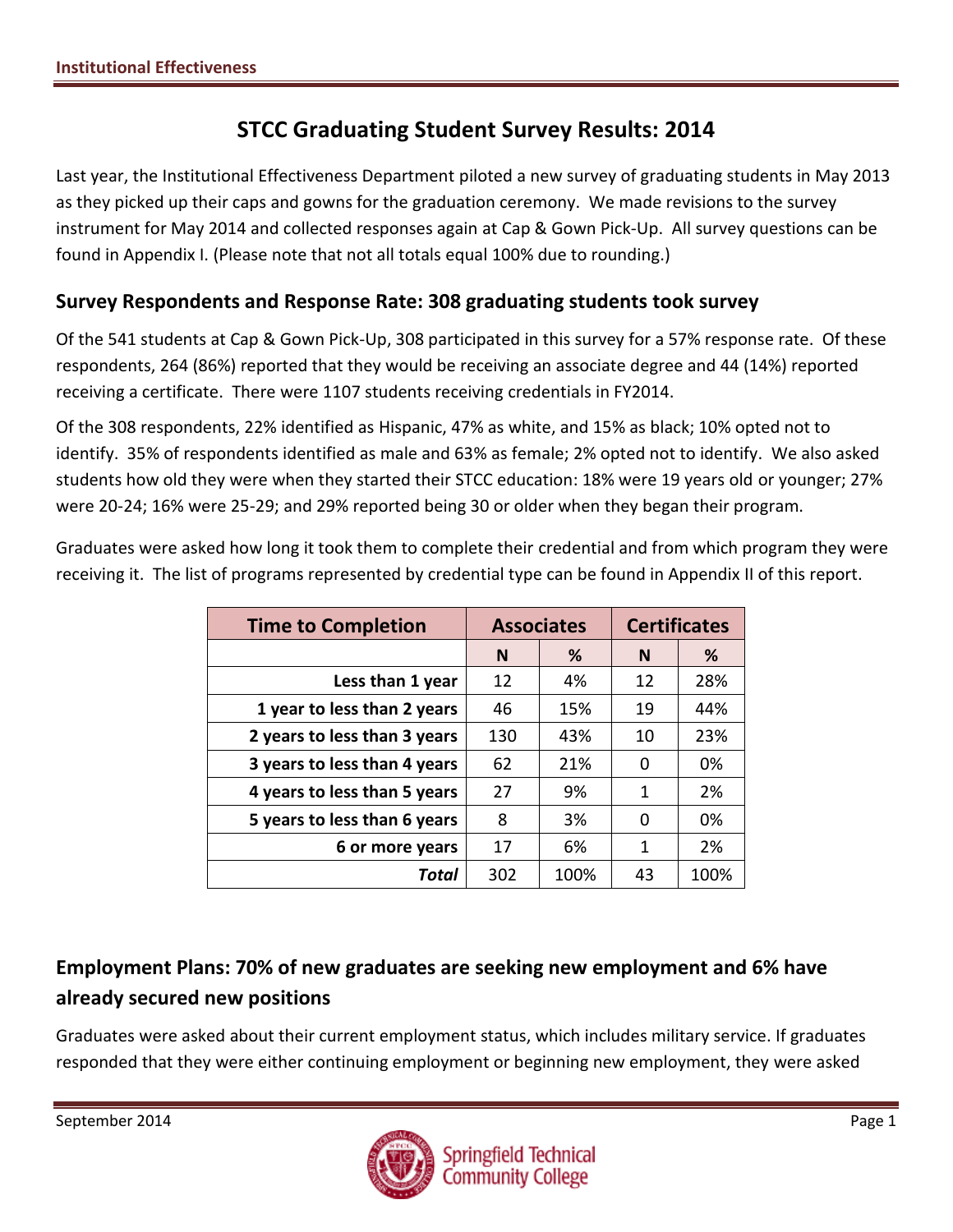# STCC Graduating Student Survey Results: 2014

Last year, the Institutional Effectiveness Department piloted a new survey of graduating students in May 2013 as they picked up their caps and gowns for the graduation ceremony. We made revisions to the survey instrument for May 2014 and collected responses again at Cap & Gown Pick-Up. All survey questions can be found in Appendix I. (Please note that not all totals equal 100% due to rounding.)

## Survey Respondents and Response Rate: 308 graduating students took survey

Of the 541 students at Cap & Gown Pick-Up, 308 participated in this survey for a 57% response rate. Of these respondents, 264 (86%) reported that they would be receiving an associate degree and 44 (14%) reported receiving a certificate. There were 1107 students receiving credentials in FY2014.

Of the 308 respondents, 22% identified as Hispanic, 47% as white, and 15% as black; 10% opted not to identify. 35% of respondents identified as male and 63% as female; 2% opted not to identify. We also asked students how old they were when they started their STCC education: 18% were 19 years old or younger; 27% were 20-24; 16% were 25-29; and 29% reported being 30 or older when they began their program.

Graduates were asked how long it took them to complete their credential and from which program they were receiving it. The list of programs represented by credential type can be found in Appendix II of this report.

| Time to Completion | Associates | | Certificates | |
|---|---|---|---|---|
| | N | % | N | % |
| Less than 1 year | 12 | 4% | 12 | 28% |
| 1 year to less than 2 years | 46 | 15% | 19 | 44% |
| 2 years to less than 3 years | 130 | 43% | 10 | 23% |
| 3 years to less than 4 years | 62 | 21% | 0 | 0% |
| 4 years to less than 5 years | 27 | 9% | 1 | 2% |
| 5 years to less than 6 years | 8 | 3% | 0 | 0% |
| 6 or more years | 17 | 6% | 1 | 2% |
| ***Total*** | 302 | 100% | 43 | 100% |

## Employment Plans: 70% of new graduates are seeking new employment and 6% have already secured new positions

Graduates were asked about their current employment status, which includes military service. If graduates responded that they were either continuing employment or beginning new employment, they were asked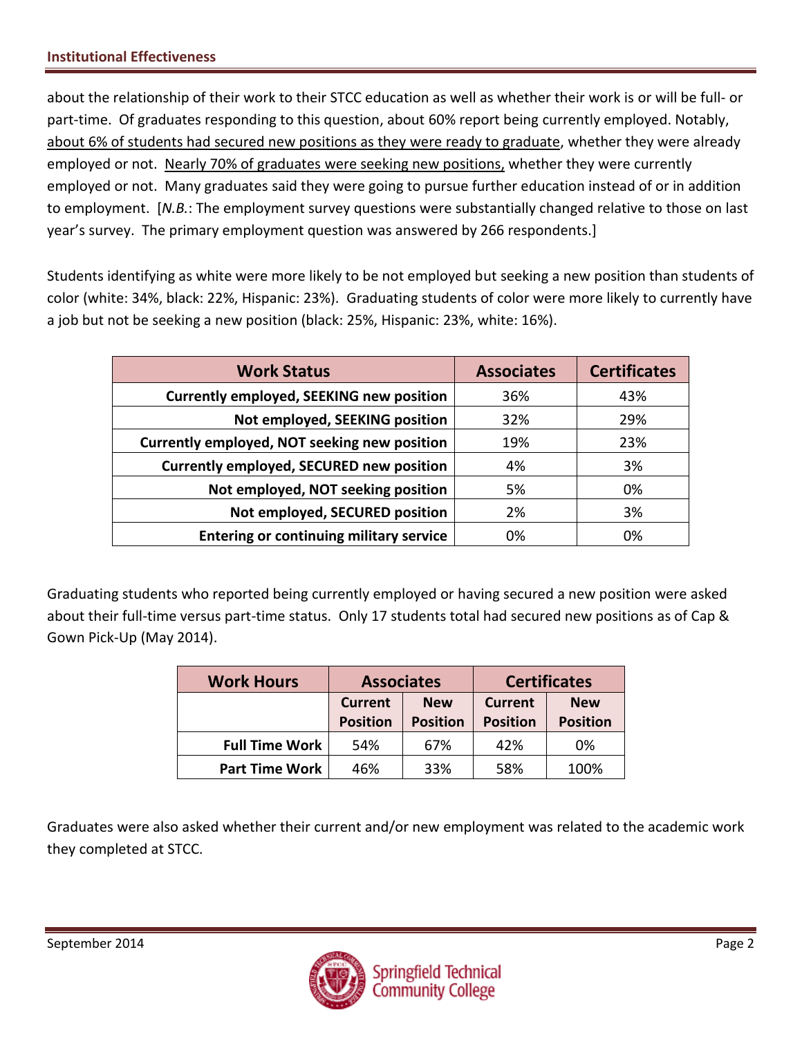about the relationship of their work to their STCC education as well as whether their work is or will be full- or part-time. Of graduates responding to this question, about 60% report being currently employed. Notably, <u>about 6% of students had secured new positions as they were ready to graduate</u>, whether they were already employed or not. <u>Nearly 70% of graduates were seeking new positions,</u> whether they were currently employed or not. Many graduates said they were going to pursue further education instead of or in addition to employment. [*N.B.*: The employment survey questions were substantially changed relative to those on last year's survey. The primary employment question was answered by 266 respondents.]

Students identifying as white were more likely to be not employed but seeking a new position than students of color (white: 34%, black: 22%, Hispanic: 23%). Graduating students of color were more likely to currently have a job but not be seeking a new position (black: 25%, Hispanic: 23%, white: 16%).

| Work Status | Associates | Certificates |
|---|---|---|
| **Currently employed, SEEKING new position** | 36% | 43% |
| **Not employed, SEEKING position** | 32% | 29% |
| **Currently employed, NOT seeking new position** | 19% | 23% |
| **Currently employed, SECURED new position** | 4% | 3% |
| **Not employed, NOT seeking position** | 5% | 0% |
| **Not employed, SECURED position** | 2% | 3% |
| **Entering or continuing military service** | 0% | 0% |

Graduating students who reported being currently employed or having secured a new position were asked about their full-time versus part-time status. Only 17 students total had secured new positions as of Cap & Gown Pick-Up (May 2014).

| Work Hours | Associates | | Certificates | |
|---|---|---|---|---|
| | Current Position | New Position | Current Position | New Position |
| **Full Time Work** | 54% | 67% | 42% | 0% |
| **Part Time Work** | 46% | 33% | 58% | 100% |

Graduates were also asked whether their current and/or new employment was related to the academic work they completed at STCC.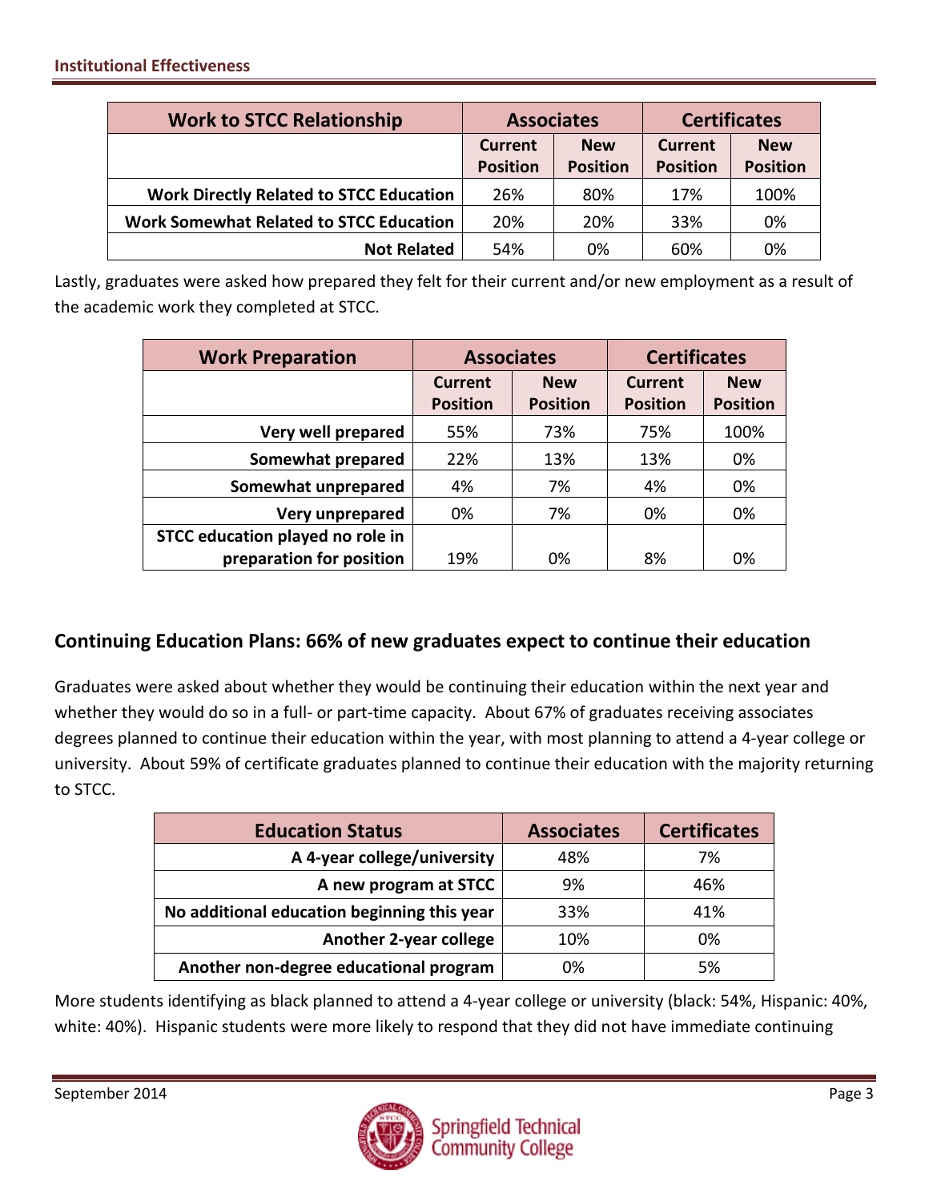| Work to STCC Relationship | Associates | | Certificates | |
|---|---|---|---|---|
| | Current Position | New Position | Current Position | New Position |
| Work Directly Related to STCC Education | 26% | 80% | 17% | 100% |
| Work Somewhat Related to STCC Education | 20% | 20% | 33% | 0% |
| Not Related | 54% | 0% | 60% | 0% |

Lastly, graduates were asked how prepared they felt for their current and/or new employment as a result of the academic work they completed at STCC.

| Work Preparation | Associates | | Certificates | |
|---|---|---|---|---|
| | Current Position | New Position | Current Position | New Position |
| Very well prepared | 55% | 73% | 75% | 100% |
| Somewhat prepared | 22% | 13% | 13% | 0% |
| Somewhat unprepared | 4% | 7% | 4% | 0% |
| Very unprepared | 0% | 7% | 0% | 0% |
| STCC education played no role in preparation for position | 19% | 0% | 8% | 0% |

## Continuing Education Plans: 66% of new graduates expect to continue their education

Graduates were asked about whether they would be continuing their education within the next year and whether they would do so in a full- or part-time capacity. About 67% of graduates receiving associates degrees planned to continue their education within the year, with most planning to attend a 4-year college or university. About 59% of certificate graduates planned to continue their education with the majority returning to STCC.

| Education Status | Associates | Certificates |
|---|---|---|
| A 4-year college/university | 48% | 7% |
| A new program at STCC | 9% | 46% |
| No additional education beginning this year | 33% | 41% |
| Another 2-year college | 10% | 0% |
| Another non-degree educational program | 0% | 5% |

More students identifying as black planned to attend a 4-year college or university (black: 54%, Hispanic: 40%, white: 40%). Hispanic students were more likely to respond that they did not have immediate continuing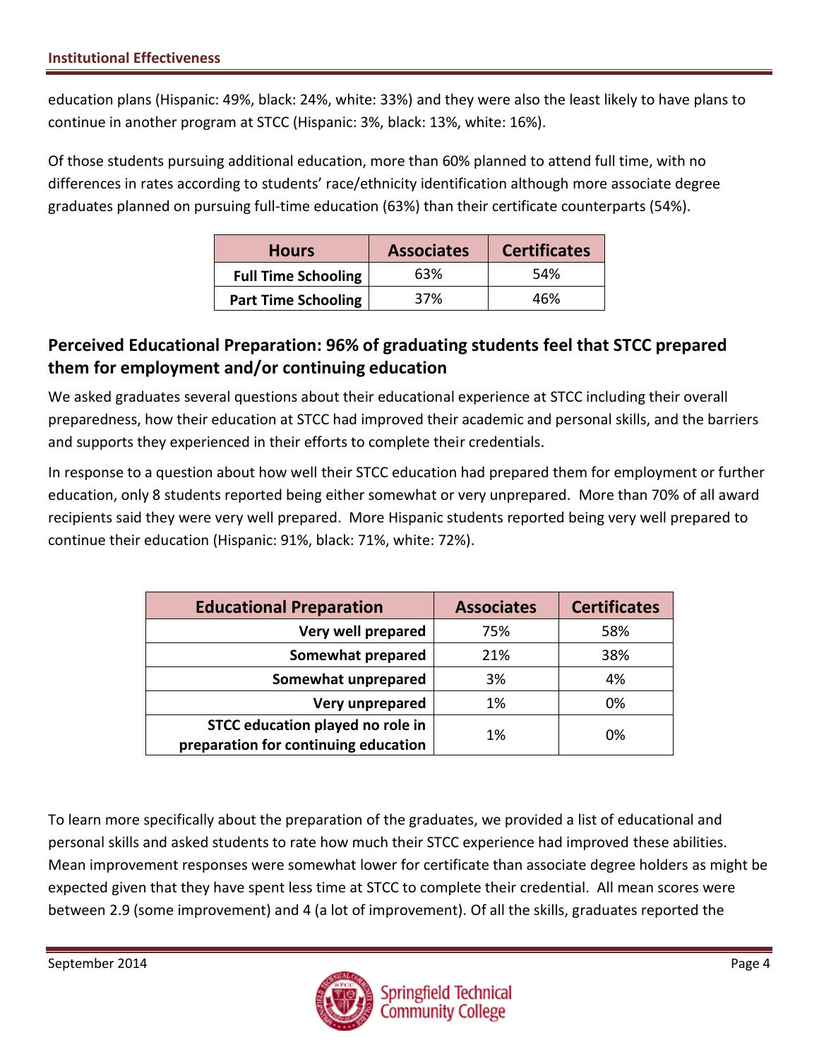education plans (Hispanic: 49%, black: 24%, white: 33%) and they were also the least likely to have plans to continue in another program at STCC (Hispanic: 3%, black: 13%, white: 16%).

Of those students pursuing additional education, more than 60% planned to attend full time, with no differences in rates according to students' race/ethnicity identification although more associate degree graduates planned on pursuing full-time education (63%) than their certificate counterparts (54%).

| Hours | Associates | Certificates |
|---|---|---|
| Full Time Schooling | 63% | 54% |
| Part Time Schooling | 37% | 46% |

## Perceived Educational Preparation: 96% of graduating students feel that STCC prepared them for employment and/or continuing education

We asked graduates several questions about their educational experience at STCC including their overall preparedness, how their education at STCC had improved their academic and personal skills, and the barriers and supports they experienced in their efforts to complete their credentials.

In response to a question about how well their STCC education had prepared them for employment or further education, only 8 students reported being either somewhat or very unprepared. More than 70% of all award recipients said they were very well prepared. More Hispanic students reported being very well prepared to continue their education (Hispanic: 91%, black: 71%, white: 72%).

| Educational Preparation | Associates | Certificates |
|---|---|---|
| Very well prepared | 75% | 58% |
| Somewhat prepared | 21% | 38% |
| Somewhat unprepared | 3% | 4% |
| Very unprepared | 1% | 0% |
| STCC education played no role in preparation for continuing education | 1% | 0% |

To learn more specifically about the preparation of the graduates, we provided a list of educational and personal skills and asked students to rate how much their STCC experience had improved these abilities. Mean improvement responses were somewhat lower for certificate than associate degree holders as might be expected given that they have spent less time at STCC to complete their credential. All mean scores were between 2.9 (some improvement) and 4 (a lot of improvement). Of all the skills, graduates reported the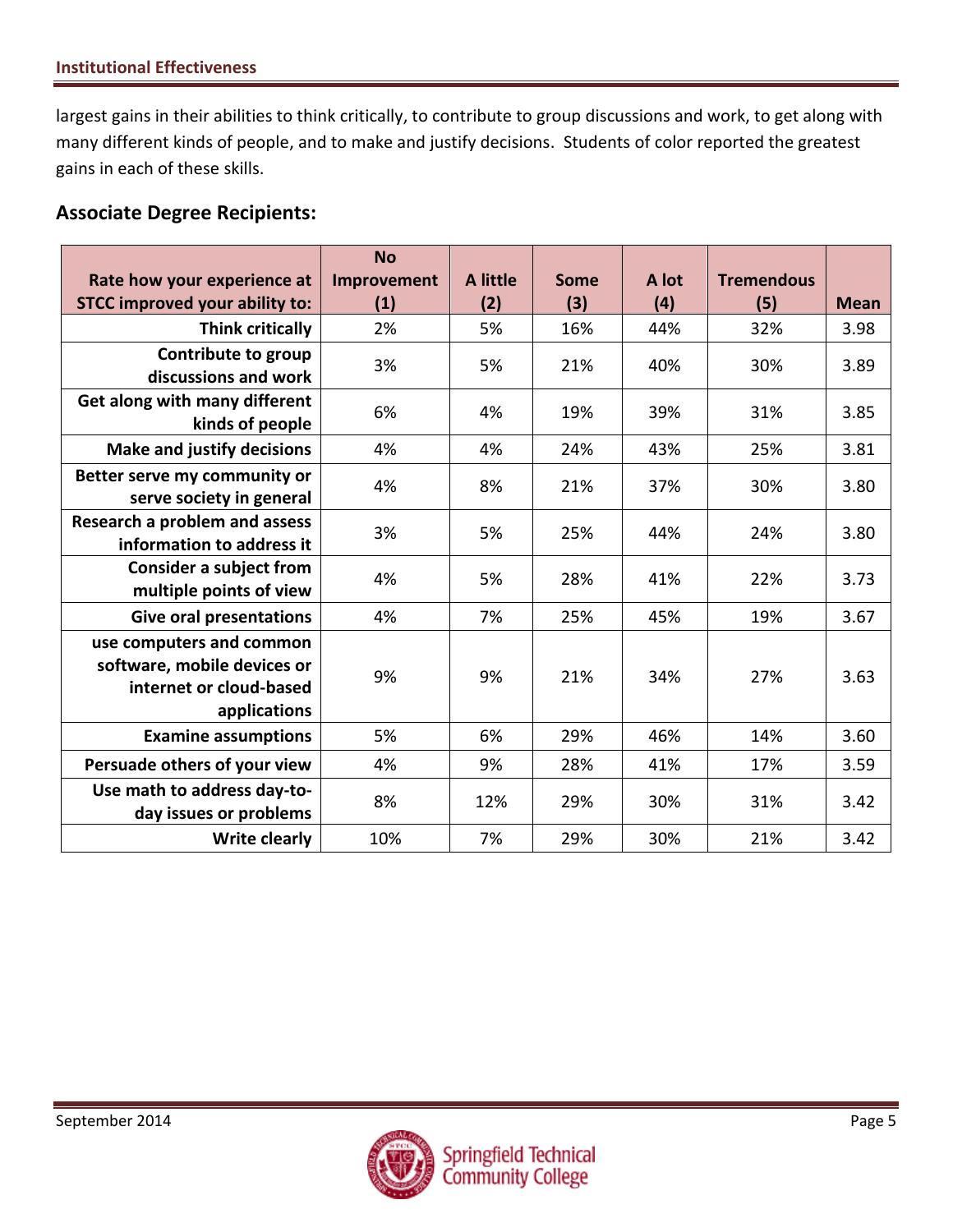largest gains in their abilities to think critically, to contribute to group discussions and work, to get along with many different kinds of people, and to make and justify decisions. Students of color reported the greatest gains in each of these skills.

### Associate Degree Recipients:

| Rate how your experience at STCC improved your ability to: | No Improvement (1) | A little (2) | Some (3) | A lot (4) | Tremendous (5) | Mean |
|---|---|---|---|---|---|---|
| Think critically | 2% | 5% | 16% | 44% | 32% | 3.98 |
| Contribute to group discussions and work | 3% | 5% | 21% | 40% | 30% | 3.89 |
| Get along with many different kinds of people | 6% | 4% | 19% | 39% | 31% | 3.85 |
| Make and justify decisions | 4% | 4% | 24% | 43% | 25% | 3.81 |
| Better serve my community or serve society in general | 4% | 8% | 21% | 37% | 30% | 3.80 |
| Research a problem and assess information to address it | 3% | 5% | 25% | 44% | 24% | 3.80 |
| Consider a subject from multiple points of view | 4% | 5% | 28% | 41% | 22% | 3.73 |
| Give oral presentations | 4% | 7% | 25% | 45% | 19% | 3.67 |
| use computers and common software, mobile devices or internet or cloud-based applications | 9% | 9% | 21% | 34% | 27% | 3.63 |
| Examine assumptions | 5% | 6% | 29% | 46% | 14% | 3.60 |
| Persuade others of your view | 4% | 9% | 28% | 41% | 17% | 3.59 |
| Use math to address day-to-day issues or problems | 8% | 12% | 29% | 30% | 31% | 3.42 |
| Write clearly | 10% | 7% | 29% | 30% | 21% | 3.42 |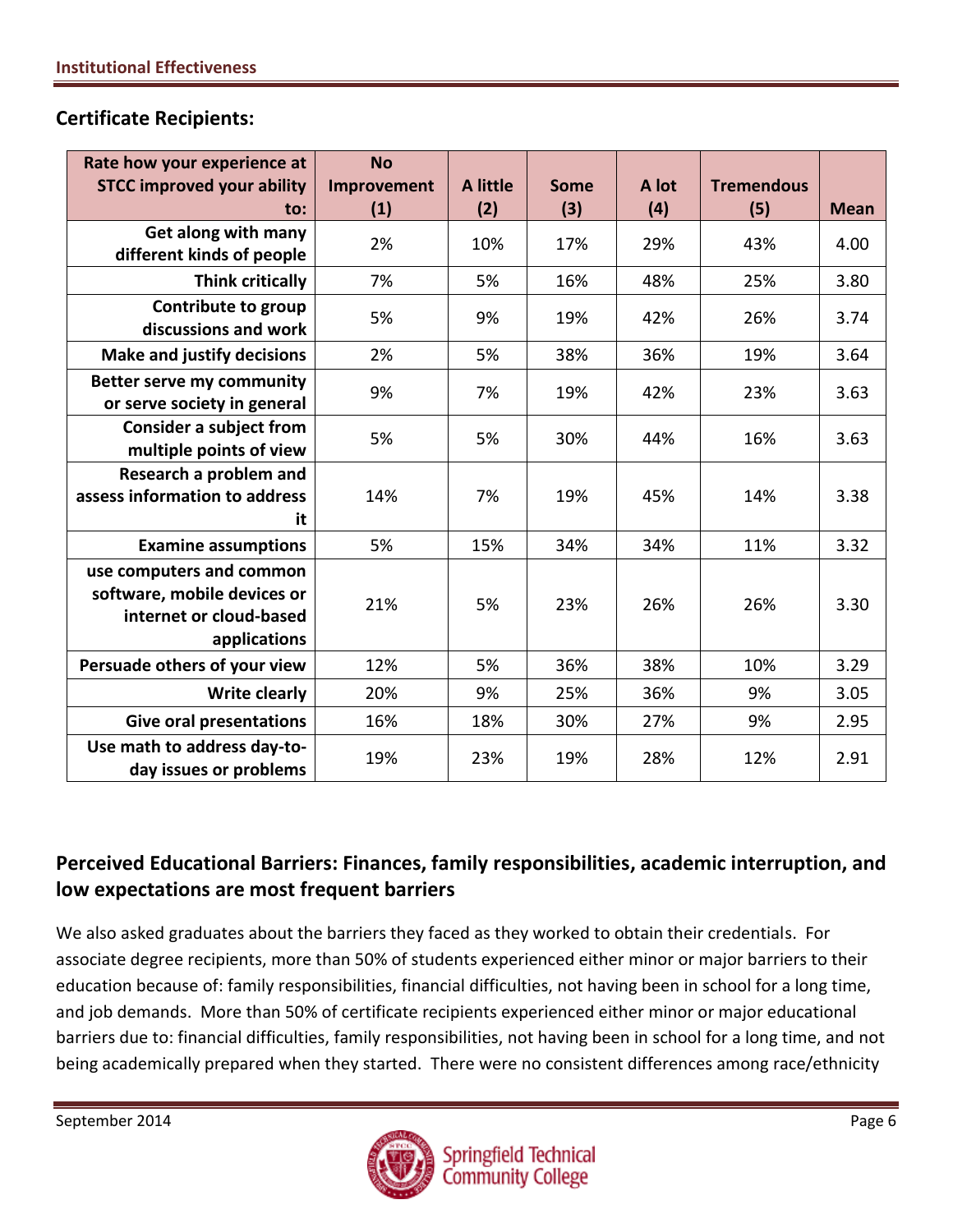## Certificate Recipients:

| Rate how your experience at STCC improved your ability to: | No Improvement (1) | A little (2) | Some (3) | A lot (4) | Tremendous (5) | Mean |
|---|---|---|---|---|---|---|
| Get along with many different kinds of people | 2% | 10% | 17% | 29% | 43% | 4.00 |
| Think critically | 7% | 5% | 16% | 48% | 25% | 3.80 |
| Contribute to group discussions and work | 5% | 9% | 19% | 42% | 26% | 3.74 |
| Make and justify decisions | 2% | 5% | 38% | 36% | 19% | 3.64 |
| Better serve my community or serve society in general | 9% | 7% | 19% | 42% | 23% | 3.63 |
| Consider a subject from multiple points of view | 5% | 5% | 30% | 44% | 16% | 3.63 |
| Research a problem and assess information to address it | 14% | 7% | 19% | 45% | 14% | 3.38 |
| Examine assumptions | 5% | 15% | 34% | 34% | 11% | 3.32 |
| use computers and common software, mobile devices or internet or cloud-based applications | 21% | 5% | 23% | 26% | 26% | 3.30 |
| Persuade others of your view | 12% | 5% | 36% | 38% | 10% | 3.29 |
| Write clearly | 20% | 9% | 25% | 36% | 9% | 3.05 |
| Give oral presentations | 16% | 18% | 30% | 27% | 9% | 2.95 |
| Use math to address day-to-day issues or problems | 19% | 23% | 19% | 28% | 12% | 2.91 |

## Perceived Educational Barriers: Finances, family responsibilities, academic interruption, and low expectations are most frequent barriers

We also asked graduates about the barriers they faced as they worked to obtain their credentials. For associate degree recipients, more than 50% of students experienced either minor or major barriers to their education because of: family responsibilities, financial difficulties, not having been in school for a long time, and job demands. More than 50% of certificate recipients experienced either minor or major educational barriers due to: financial difficulties, family responsibilities, not having been in school for a long time, and not being academically prepared when they started. There were no consistent differences among race/ethnicity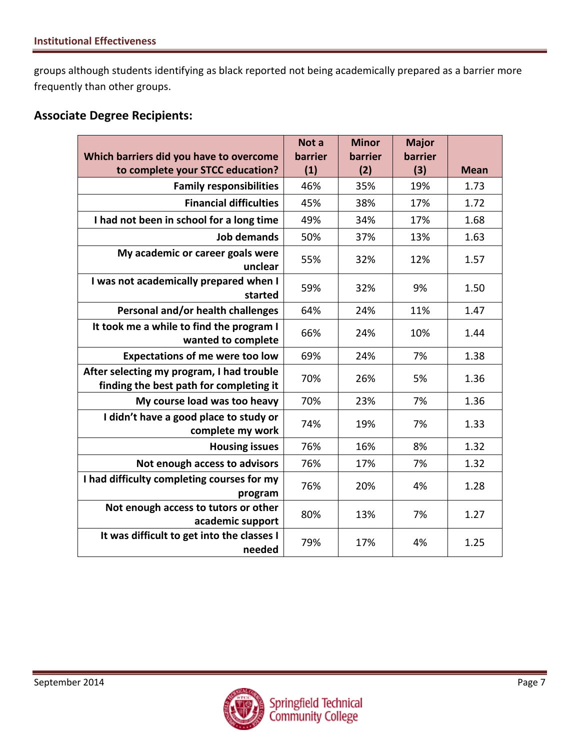groups although students identifying as black reported not being academically prepared as a barrier more frequently than other groups.

### Associate Degree Recipients:

| Which barriers did you have to overcome to complete your STCC education? | Not a barrier (1) | Minor barrier (2) | Major barrier (3) | Mean |
|---|---|---|---|---|
| Family responsibilities | 46% | 35% | 19% | 1.73 |
| Financial difficulties | 45% | 38% | 17% | 1.72 |
| I had not been in school for a long time | 49% | 34% | 17% | 1.68 |
| Job demands | 50% | 37% | 13% | 1.63 |
| My academic or career goals were unclear | 55% | 32% | 12% | 1.57 |
| I was not academically prepared when I started | 59% | 32% | 9% | 1.50 |
| Personal and/or health challenges | 64% | 24% | 11% | 1.47 |
| It took me a while to find the program I wanted to complete | 66% | 24% | 10% | 1.44 |
| Expectations of me were too low | 69% | 24% | 7% | 1.38 |
| After selecting my program, I had trouble finding the best path for completing it | 70% | 26% | 5% | 1.36 |
| My course load was too heavy | 70% | 23% | 7% | 1.36 |
| I didn't have a good place to study or complete my work | 74% | 19% | 7% | 1.33 |
| Housing issues | 76% | 16% | 8% | 1.32 |
| Not enough access to advisors | 76% | 17% | 7% | 1.32 |
| I had difficulty completing courses for my program | 76% | 20% | 4% | 1.28 |
| Not enough access to tutors or other academic support | 80% | 13% | 7% | 1.27 |
| It was difficult to get into the classes I needed | 79% | 17% | 4% | 1.25 |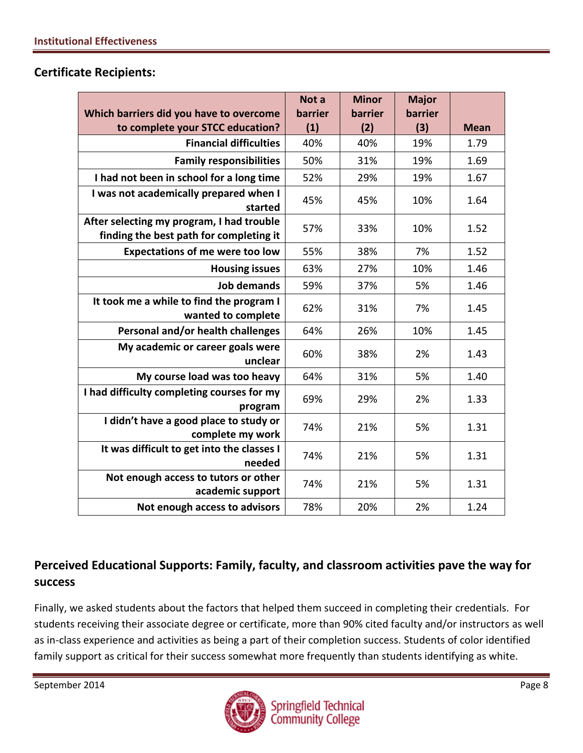## Certificate Recipients:

| Which barriers did you have to overcome to complete your STCC education? | Not a barrier (1) | Minor barrier (2) | Major barrier (3) | Mean |
|---|---|---|---|---|
| Financial difficulties | 40% | 40% | 19% | 1.79 |
| Family responsibilities | 50% | 31% | 19% | 1.69 |
| I had not been in school for a long time | 52% | 29% | 19% | 1.67 |
| I was not academically prepared when I started | 45% | 45% | 10% | 1.64 |
| After selecting my program, I had trouble finding the best path for completing it | 57% | 33% | 10% | 1.52 |
| Expectations of me were too low | 55% | 38% | 7% | 1.52 |
| Housing issues | 63% | 27% | 10% | 1.46 |
| Job demands | 59% | 37% | 5% | 1.46 |
| It took me a while to find the program I wanted to complete | 62% | 31% | 7% | 1.45 |
| Personal and/or health challenges | 64% | 26% | 10% | 1.45 |
| My academic or career goals were unclear | 60% | 38% | 2% | 1.43 |
| My course load was too heavy | 64% | 31% | 5% | 1.40 |
| I had difficulty completing courses for my program | 69% | 29% | 2% | 1.33 |
| I didn't have a good place to study or complete my work | 74% | 21% | 5% | 1.31 |
| It was difficult to get into the classes I needed | 74% | 21% | 5% | 1.31 |
| Not enough access to tutors or other academic support | 74% | 21% | 5% | 1.31 |
| Not enough access to advisors | 78% | 20% | 2% | 1.24 |

## Perceived Educational Supports: Family, faculty, and classroom activities pave the way for success

Finally, we asked students about the factors that helped them succeed in completing their credentials. For students receiving their associate degree or certificate, more than 90% cited faculty and/or instructors as well as in-class experience and activities as being a part of their completion success. Students of color identified family support as critical for their success somewhat more frequently than students identifying as white.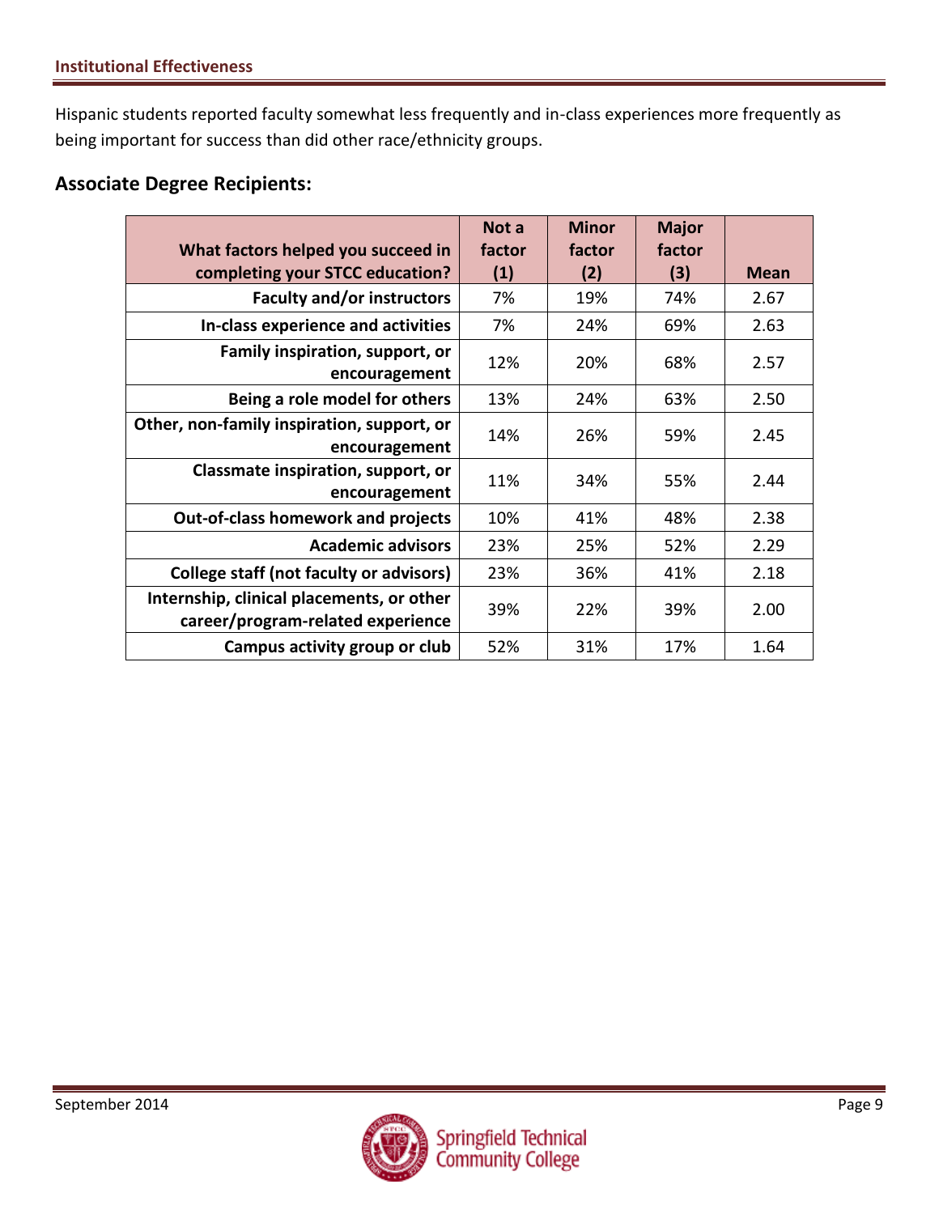Hispanic students reported faculty somewhat less frequently and in-class experiences more frequently as being important for success than did other race/ethnicity groups.

### Associate Degree Recipients:

| What factors helped you succeed in completing your STCC education? | Not a factor (1) | Minor factor (2) | Major factor (3) | Mean |
|---|---|---|---|---|
| Faculty and/or instructors | 7% | 19% | 74% | 2.67 |
| In-class experience and activities | 7% | 24% | 69% | 2.63 |
| Family inspiration, support, or encouragement | 12% | 20% | 68% | 2.57 |
| Being a role model for others | 13% | 24% | 63% | 2.50 |
| Other, non-family inspiration, support, or encouragement | 14% | 26% | 59% | 2.45 |
| Classmate inspiration, support, or encouragement | 11% | 34% | 55% | 2.44 |
| Out-of-class homework and projects | 10% | 41% | 48% | 2.38 |
| Academic advisors | 23% | 25% | 52% | 2.29 |
| College staff (not faculty or advisors) | 23% | 36% | 41% | 2.18 |
| Internship, clinical placements, or other career/program-related experience | 39% | 22% | 39% | 2.00 |
| Campus activity group or club | 52% | 31% | 17% | 1.64 |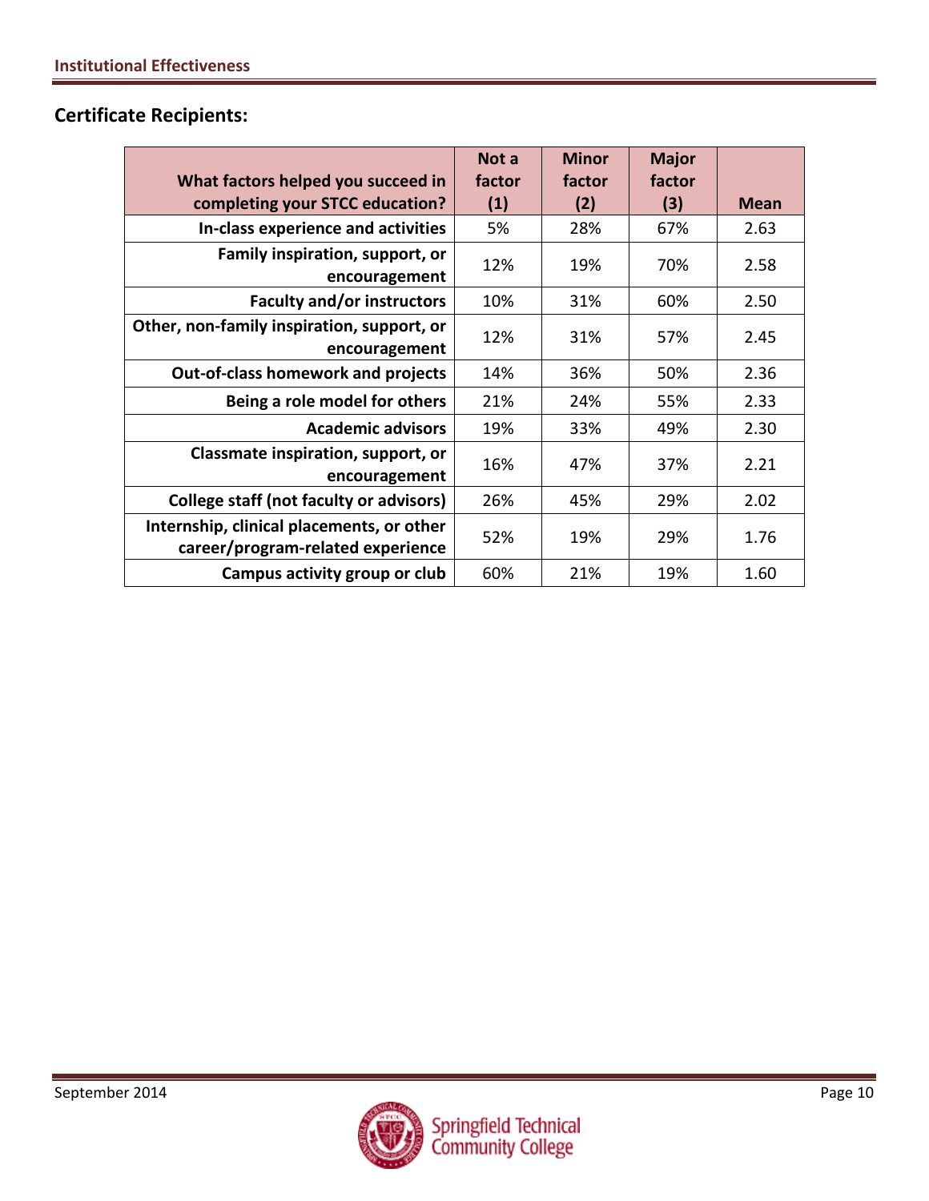## Certificate Recipients:

| What factors helped you succeed in completing your STCC education? | Not a factor (1) | Minor factor (2) | Major factor (3) | Mean |
|---|---|---|---|---|
| In-class experience and activities | 5% | 28% | 67% | 2.63 |
| Family inspiration, support, or encouragement | 12% | 19% | 70% | 2.58 |
| Faculty and/or instructors | 10% | 31% | 60% | 2.50 |
| Other, non-family inspiration, support, or encouragement | 12% | 31% | 57% | 2.45 |
| Out-of-class homework and projects | 14% | 36% | 50% | 2.36 |
| Being a role model for others | 21% | 24% | 55% | 2.33 |
| Academic advisors | 19% | 33% | 49% | 2.30 |
| Classmate inspiration, support, or encouragement | 16% | 47% | 37% | 2.21 |
| College staff (not faculty or advisors) | 26% | 45% | 29% | 2.02 |
| Internship, clinical placements, or other career/program-related experience | 52% | 19% | 29% | 1.76 |
| Campus activity group or club | 60% | 21% | 19% | 1.60 |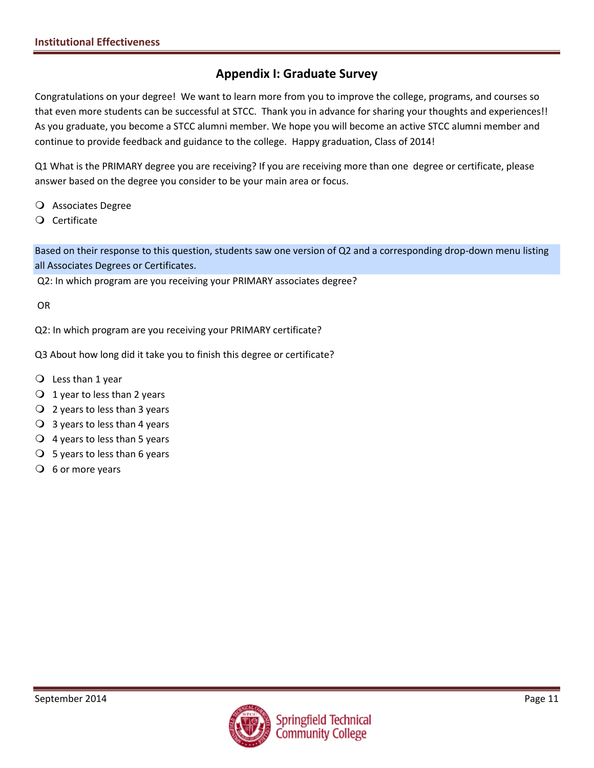## Appendix I: Graduate Survey

Congratulations on your degree! We want to learn more from you to improve the college, programs, and courses so that even more students can be successful at STCC. Thank you in advance for sharing your thoughts and experiences!! As you graduate, you become a STCC alumni member. We hope you will become an active STCC alumni member and continue to provide feedback and guidance to the college. Happy graduation, Class of 2014!

Q1 What is the PRIMARY degree you are receiving? If you are receiving more than one degree or certificate, please answer based on the degree you consider to be your main area or focus.

- Associates Degree
- Certificate

Based on their response to this question, students saw one version of Q2 and a corresponding drop-down menu listing all Associates Degrees or Certificates.

Q2: In which program are you receiving your PRIMARY associates degree?

OR

Q2: In which program are you receiving your PRIMARY certificate?

Q3 About how long did it take you to finish this degree or certificate?

- Less than 1 year
- 1 year to less than 2 years
- 2 years to less than 3 years
- 3 years to less than 4 years
- 4 years to less than 5 years
- 5 years to less than 6 years
- 6 or more years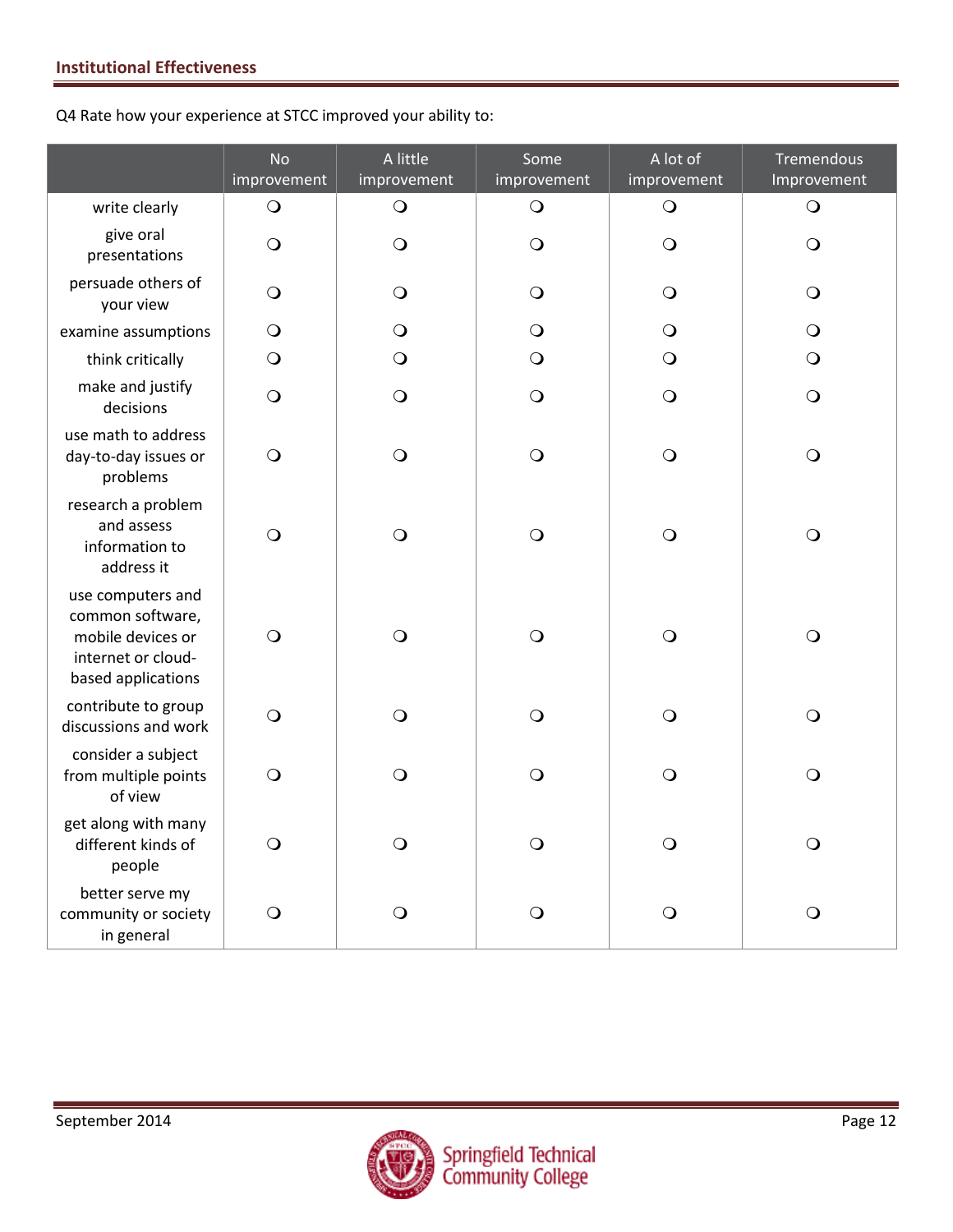Q4 Rate how your experience at STCC improved your ability to:

| | No improvement | A little improvement | Some improvement | A lot of improvement | Tremendous Improvement |
|---|---|---|---|---|---|
| write clearly | ❍ | ❍ | ❍ | ❍ | ❍ |
| give oral presentations | ❍ | ❍ | ❍ | ❍ | ❍ |
| persuade others of your view | ❍ | ❍ | ❍ | ❍ | ❍ |
| examine assumptions | ❍ | ❍ | ❍ | ❍ | ❍ |
| think critically | ❍ | ❍ | ❍ | ❍ | ❍ |
| make and justify decisions | ❍ | ❍ | ❍ | ❍ | ❍ |
| use math to address day-to-day issues or problems | ❍ | ❍ | ❍ | ❍ | ❍ |
| research a problem and assess information to address it | ❍ | ❍ | ❍ | ❍ | ❍ |
| use computers and common software, mobile devices or internet or cloud-based applications | ❍ | ❍ | ❍ | ❍ | ❍ |
| contribute to group discussions and work | ❍ | ❍ | ❍ | ❍ | ❍ |
| consider a subject from multiple points of view | ❍ | ❍ | ❍ | ❍ | ❍ |
| get along with many different kinds of people | ❍ | ❍ | ❍ | ❍ | ❍ |
| better serve my community or society in general | ❍ | ❍ | ❍ | ❍ | ❍ |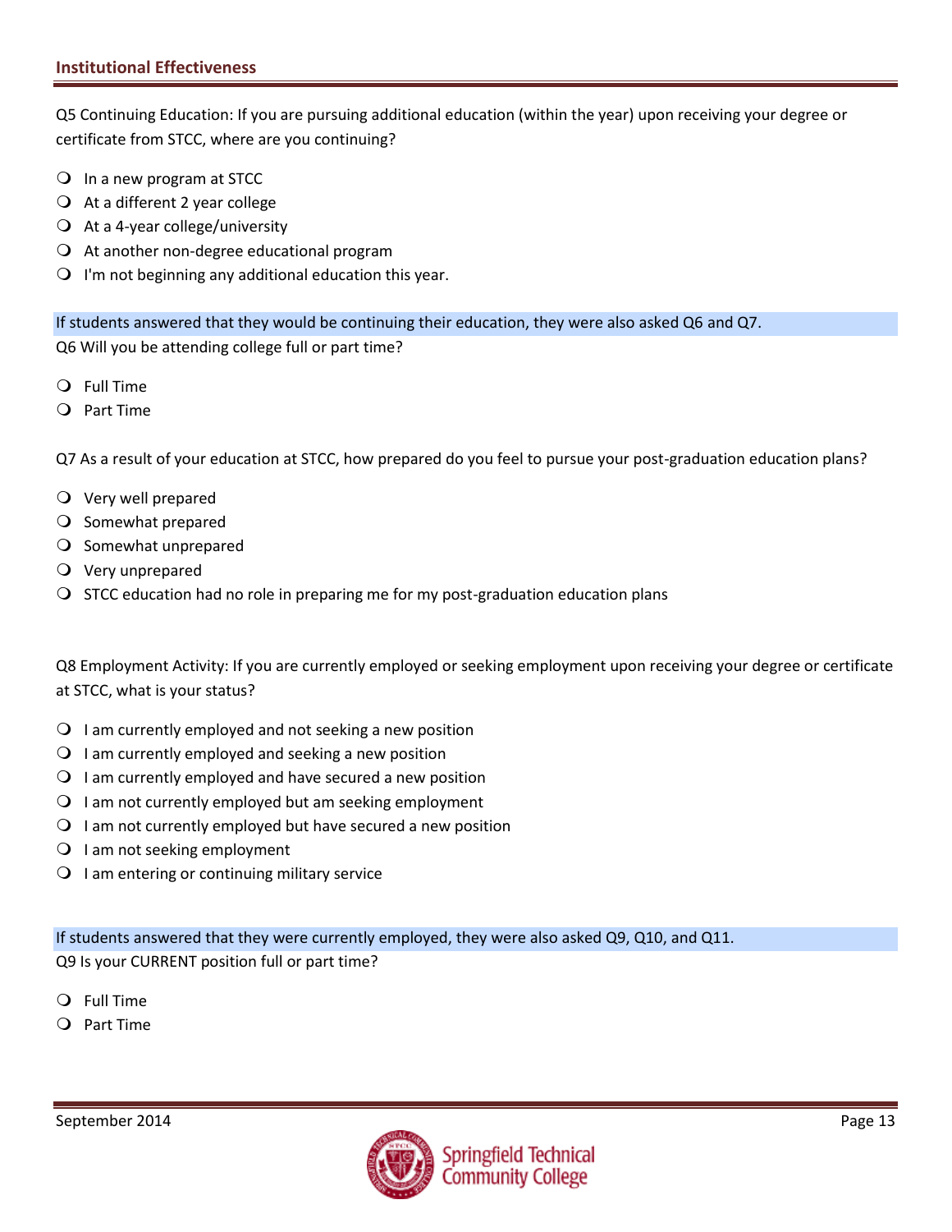Q5 Continuing Education: If you are pursuing additional education (within the year) upon receiving your degree or certificate from STCC, where are you continuing?

- In a new program at STCC
- At a different 2 year college
- At a 4-year college/university
- At another non-degree educational program
- I'm not beginning any additional education this year.

If students answered that they would be continuing their education, they were also asked Q6 and Q7.

Q6 Will you be attending college full or part time?

- Full Time
- Part Time

Q7 As a result of your education at STCC, how prepared do you feel to pursue your post-graduation education plans?

- Very well prepared
- Somewhat prepared
- Somewhat unprepared
- Very unprepared
- STCC education had no role in preparing me for my post-graduation education plans

Q8 Employment Activity: If you are currently employed or seeking employment upon receiving your degree or certificate at STCC, what is your status?

- I am currently employed and not seeking a new position
- I am currently employed and seeking a new position
- I am currently employed and have secured a new position
- I am not currently employed but am seeking employment
- I am not currently employed but have secured a new position
- I am not seeking employment
- I am entering or continuing military service

If students answered that they were currently employed, they were also asked Q9, Q10, and Q11.

Q9 Is your CURRENT position full or part time?

- Full Time
- Part Time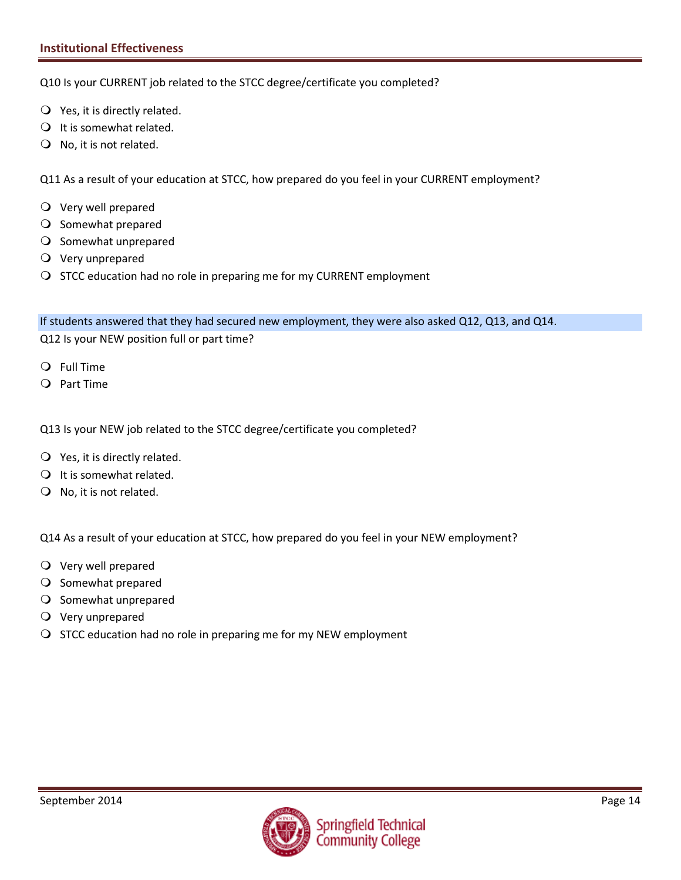Q10 Is your CURRENT job related to the STCC degree/certificate you completed?

- Yes, it is directly related.
- It is somewhat related.
- No, it is not related.

Q11 As a result of your education at STCC, how prepared do you feel in your CURRENT employment?

- Very well prepared
- Somewhat prepared
- Somewhat unprepared
- Very unprepared
- STCC education had no role in preparing me for my CURRENT employment

If students answered that they had secured new employment, they were also asked Q12, Q13, and Q14.

Q12 Is your NEW position full or part time?

- Full Time
- Part Time

Q13 Is your NEW job related to the STCC degree/certificate you completed?

- Yes, it is directly related.
- It is somewhat related.
- No, it is not related.

Q14 As a result of your education at STCC, how prepared do you feel in your NEW employment?

- Very well prepared
- Somewhat prepared
- Somewhat unprepared
- Very unprepared
- STCC education had no role in preparing me for my NEW employment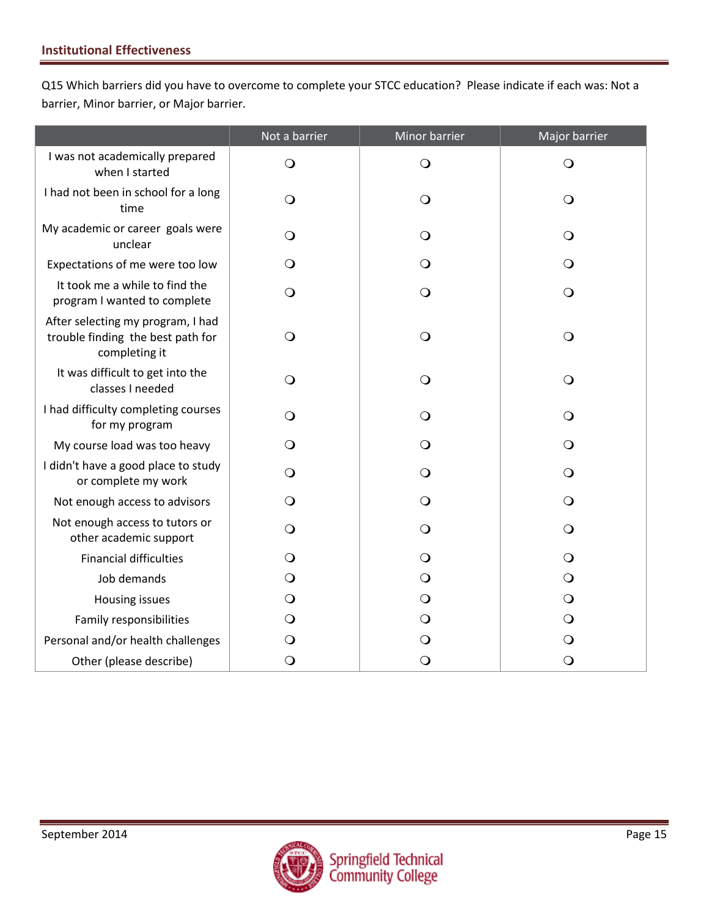Q15 Which barriers did you have to overcome to complete your STCC education? Please indicate if each was: Not a barrier, Minor barrier, or Major barrier.

| | Not a barrier | Minor barrier | Major barrier |
|---|---|---|---|
| I was not academically prepared when I started | ❍ | ❍ | ❍ |
| I had not been in school for a long time | ❍ | ❍ | ❍ |
| My academic or career goals were unclear | ❍ | ❍ | ❍ |
| Expectations of me were too low | ❍ | ❍ | ❍ |
| It took me a while to find the program I wanted to complete | ❍ | ❍ | ❍ |
| After selecting my program, I had trouble finding the best path for completing it | ❍ | ❍ | ❍ |
| It was difficult to get into the classes I needed | ❍ | ❍ | ❍ |
| I had difficulty completing courses for my program | ❍ | ❍ | ❍ |
| My course load was too heavy | ❍ | ❍ | ❍ |
| I didn't have a good place to study or complete my work | ❍ | ❍ | ❍ |
| Not enough access to advisors | ❍ | ❍ | ❍ |
| Not enough access to tutors or other academic support | ❍ | ❍ | ❍ |
| Financial difficulties | ❍ | ❍ | ❍ |
| Job demands | ❍ | ❍ | ❍ |
| Housing issues | ❍ | ❍ | ❍ |
| Family responsibilities | ❍ | ❍ | ❍ |
| Personal and/or health challenges | ❍ | ❍ | ❍ |
| Other (please describe) | ❍ | ❍ | ❍ |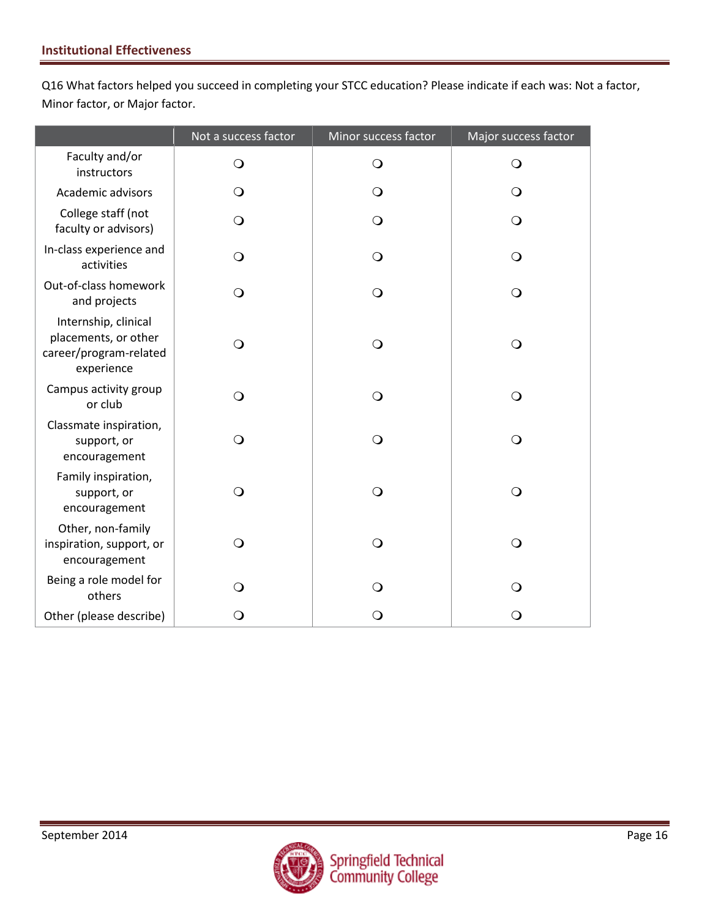Q16 What factors helped you succeed in completing your STCC education? Please indicate if each was: Not a factor, Minor factor, or Major factor.

| | Not a success factor | Minor success factor | Major success factor |
|---|---|---|---|
| Faculty and/or instructors | ❍ | ❍ | ❍ |
| Academic advisors | ❍ | ❍ | ❍ |
| College staff (not faculty or advisors) | ❍ | ❍ | ❍ |
| In-class experience and activities | ❍ | ❍ | ❍ |
| Out-of-class homework and projects | ❍ | ❍ | ❍ |
| Internship, clinical placements, or other career/program-related experience | ❍ | ❍ | ❍ |
| Campus activity group or club | ❍ | ❍ | ❍ |
| Classmate inspiration, support, or encouragement | ❍ | ❍ | ❍ |
| Family inspiration, support, or encouragement | ❍ | ❍ | ❍ |
| Other, non-family inspiration, support, or encouragement | ❍ | ❍ | ❍ |
| Being a role model for others | ❍ | ❍ | ❍ |
| Other (please describe) | ❍ | ❍ | ❍ |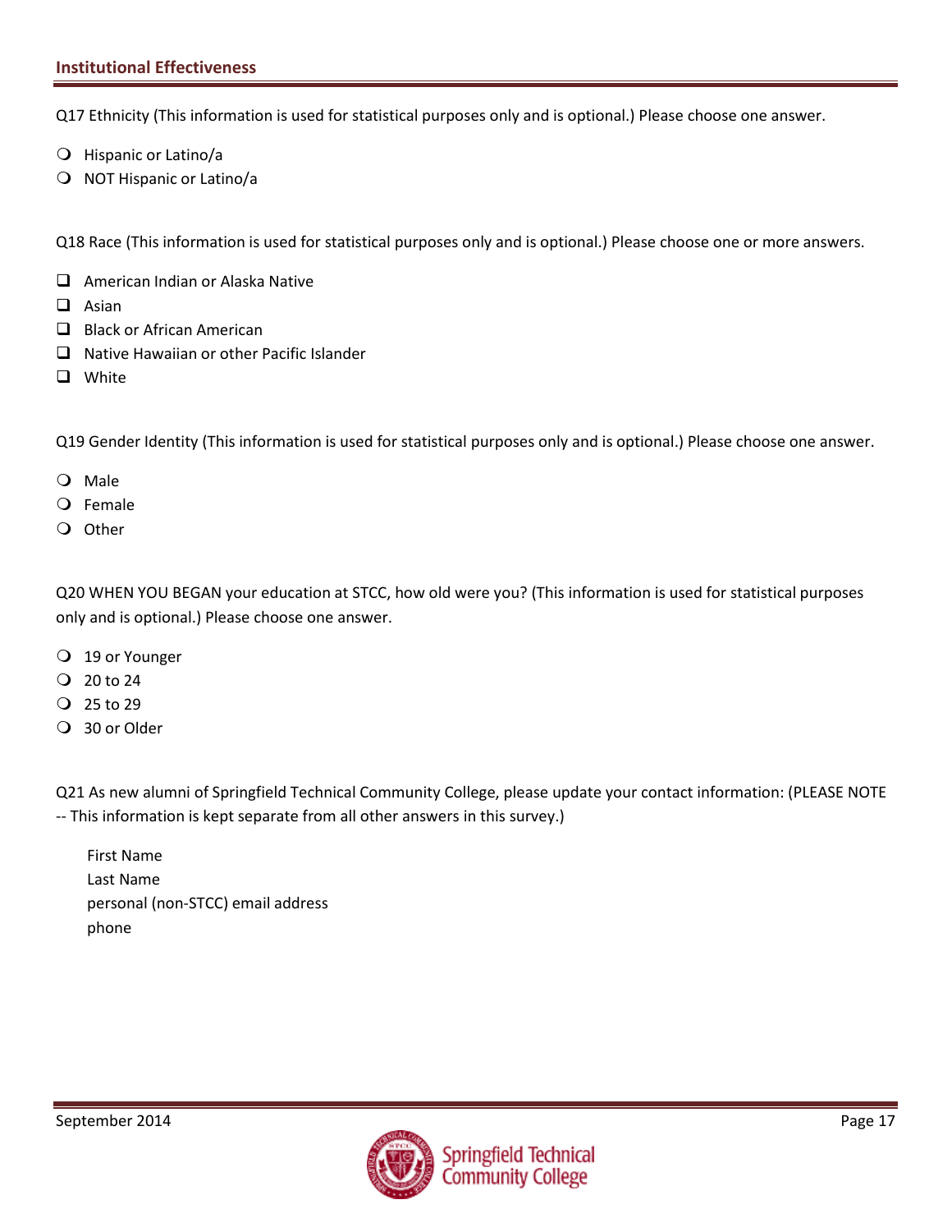Q17 Ethnicity (This information is used for statistical purposes only and is optional.) Please choose one answer.

- Hispanic or Latino/a
- NOT Hispanic or Latino/a

Q18 Race (This information is used for statistical purposes only and is optional.) Please choose one or more answers.

- American Indian or Alaska Native
- Asian
- Black or African American
- Native Hawaiian or other Pacific Islander
- White

Q19 Gender Identity (This information is used for statistical purposes only and is optional.) Please choose one answer.

- Male
- Female
- Other

Q20 WHEN YOU BEGAN your education at STCC, how old were you? (This information is used for statistical purposes only and is optional.) Please choose one answer.

- 19 or Younger
- 20 to 24
- 25 to 29
- 30 or Older

Q21 As new alumni of Springfield Technical Community College, please update your contact information: (PLEASE NOTE -- This information is kept separate from all other answers in this survey.)

First Name
Last Name
personal (non-STCC) email address
phone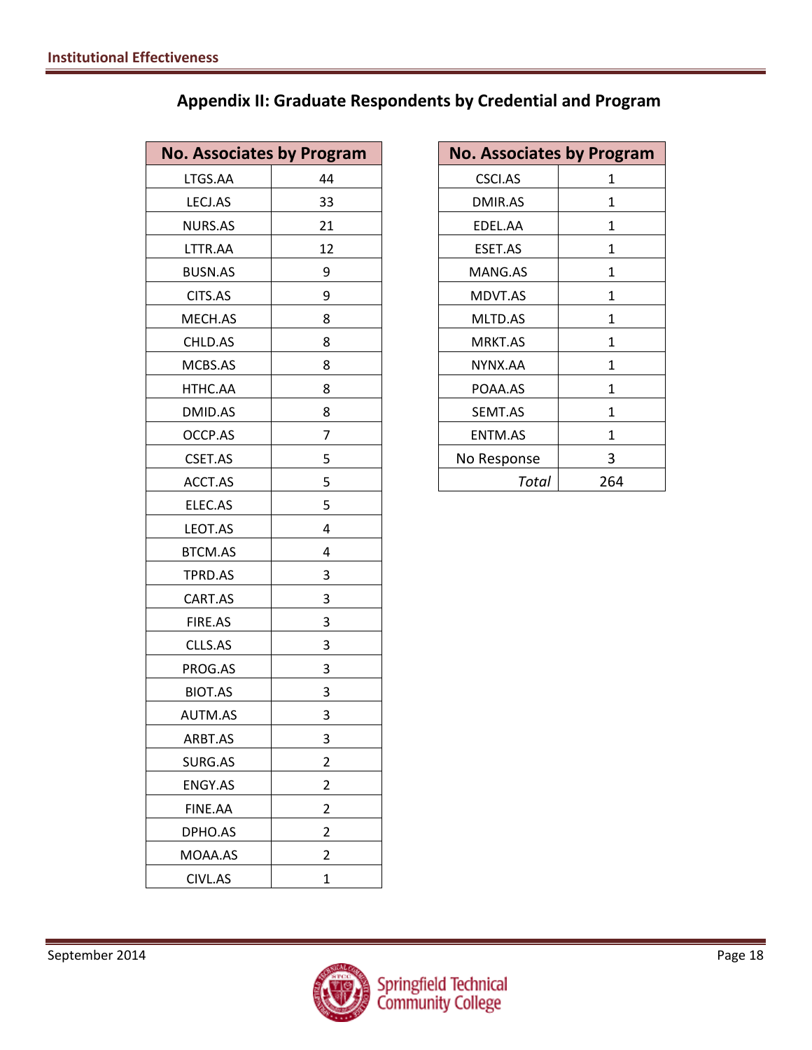## Appendix II: Graduate Respondents by Credential and Program

| No. Associates by Program | |
|---|---|
| LTGS.AA | 44 |
| LECJ.AS | 33 |
| NURS.AS | 21 |
| LTTR.AA | 12 |
| BUSN.AS | 9 |
| CITS.AS | 9 |
| MECH.AS | 8 |
| CHLD.AS | 8 |
| MCBS.AS | 8 |
| HTHC.AA | 8 |
| DMID.AS | 8 |
| OCCP.AS | 7 |
| CSET.AS | 5 |
| ACCT.AS | 5 |
| ELEC.AS | 5 |
| LEOT.AS | 4 |
| BTCM.AS | 4 |
| TPRD.AS | 3 |
| CART.AS | 3 |
| FIRE.AS | 3 |
| CLLS.AS | 3 |
| PROG.AS | 3 |
| BIOT.AS | 3 |
| AUTM.AS | 3 |
| ARBT.AS | 3 |
| SURG.AS | 2 |
| ENGY.AS | 2 |
| FINE.AA | 2 |
| DPHO.AS | 2 |
| MOAA.AS | 2 |
| CIVL.AS | 1 |

| No. Associates by Program | |
|---|---|
| CSCI.AS | 1 |
| DMIR.AS | 1 |
| EDEL.AA | 1 |
| ESET.AS | 1 |
| MANG.AS | 1 |
| MDVT.AS | 1 |
| MLTD.AS | 1 |
| MRKT.AS | 1 |
| NYNX.AA | 1 |
| POAA.AS | 1 |
| SEMT.AS | 1 |
| ENTM.AS | 1 |
| No Response | 3 |
| *Total* | 264 |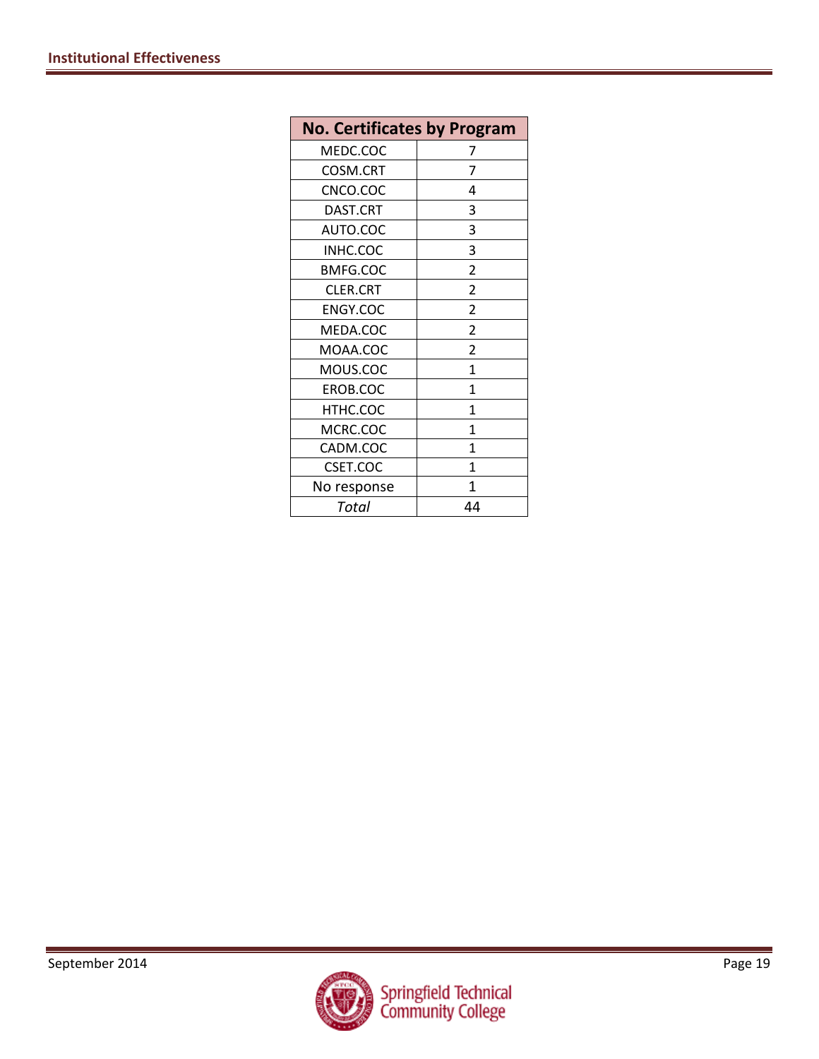| No. Certificates by Program | |
|---|---|
| MEDC.COC | 7 |
| COSM.CRT | 7 |
| CNCO.COC | 4 |
| DAST.CRT | 3 |
| AUTO.COC | 3 |
| INHC.COC | 3 |
| BMFG.COC | 2 |
| CLER.CRT | 2 |
| ENGY.COC | 2 |
| MEDA.COC | 2 |
| MOAA.COC | 2 |
| MOUS.COC | 1 |
| EROB.COC | 1 |
| HTHC.COC | 1 |
| MCRC.COC | 1 |
| CADM.COC | 1 |
| CSET.COC | 1 |
| No response | 1 |
| *Total* | 44 |